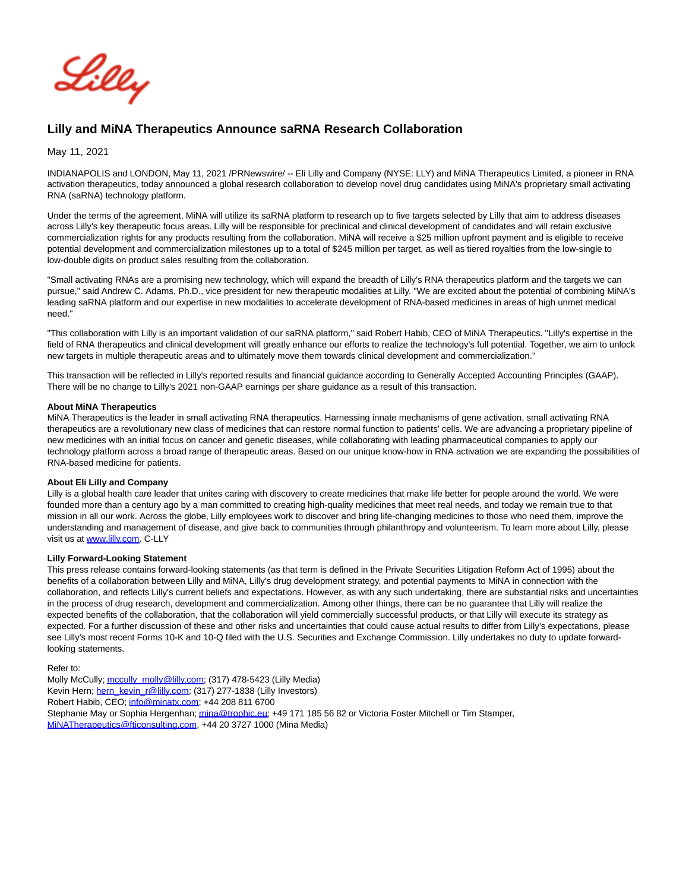# Lilly and MiNA Therapeutics Announce saRNA Research Collaboration

May 11, 2021

INDIANAPOLIS and LONDON, May 11, 2021 /PRNewswire/ -- Eli Lilly and Company (NYSE: LLY) and MiNA Therapeutics Limited, a pioneer in RNA activation therapeutics, today announced a global research collaboration to develop novel drug candidates using MiNA's proprietary small activating RNA (saRNA) technology platform.

Under the terms of the agreement, MiNA will utilize its saRNA platform to research up to five targets selected by Lilly that aim to address diseases across Lilly's key therapeutic focus areas. Lilly will be responsible for preclinical and clinical development of candidates and will retain exclusive commercialization rights for any products resulting from the collaboration. MiNA will receive a $25 million upfront payment and is eligible to receive potential development and commercialization milestones up to a total of $245 million per target, as well as tiered royalties from the low-single to low-double digits on product sales resulting from the collaboration.

"Small activating RNAs are a promising new technology, which will expand the breadth of Lilly's RNA therapeutics platform and the targets we can pursue," said Andrew C. Adams, Ph.D., vice president for new therapeutic modalities at Lilly. "We are excited about the potential of combining MiNA's leading saRNA platform and our expertise in new modalities to accelerate development of RNA-based medicines in areas of high unmet medical need."

"This collaboration with Lilly is an important validation of our saRNA platform," said Robert Habib, CEO of MiNA Therapeutics. "Lilly's expertise in the field of RNA therapeutics and clinical development will greatly enhance our efforts to realize the technology's full potential. Together, we aim to unlock new targets in multiple therapeutic areas and to ultimately move them towards clinical development and commercialization."

This transaction will be reflected in Lilly's reported results and financial guidance according to Generally Accepted Accounting Principles (GAAP). There will be no change to Lilly's 2021 non-GAAP earnings per share guidance as a result of this transaction.

**About MiNA Therapeutics**
MiNA Therapeutics is the leader in small activating RNA therapeutics. Harnessing innate mechanisms of gene activation, small activating RNA therapeutics are a revolutionary new class of medicines that can restore normal function to patients' cells. We are advancing a proprietary pipeline of new medicines with an initial focus on cancer and genetic diseases, while collaborating with leading pharmaceutical companies to apply our technology platform across a broad range of therapeutic areas. Based on our unique know-how in RNA activation we are expanding the possibilities of RNA-based medicine for patients.

**About Eli Lilly and Company**
Lilly is a global health care leader that unites caring with discovery to create medicines that make life better for people around the world. We were founded more than a century ago by a man committed to creating high-quality medicines that meet real needs, and today we remain true to that mission in all our work. Across the globe, Lilly employees work to discover and bring life-changing medicines to those who need them, improve the understanding and management of disease, and give back to communities through philanthropy and volunteerism. To learn more about Lilly, please visit us at [www.lilly.com](http://www.lilly.com). C-LLY

**Lilly Forward-Looking Statement**
This press release contains forward-looking statements (as that term is defined in the Private Securities Litigation Reform Act of 1995) about the benefits of a collaboration between Lilly and MiNA, Lilly's drug development strategy, and potential payments to MiNA in connection with the collaboration, and reflects Lilly's current beliefs and expectations. However, as with any such undertaking, there are substantial risks and uncertainties in the process of drug research, development and commercialization. Among other things, there can be no guarantee that Lilly will realize the expected benefits of the collaboration, that the collaboration will yield commercially successful products, or that Lilly will execute its strategy as expected. For a further discussion of these and other risks and uncertainties that could cause actual results to differ from Lilly's expectations, please see Lilly's most recent Forms 10-K and 10-Q filed with the U.S. Securities and Exchange Commission. Lilly undertakes no duty to update forward-looking statements.

Refer to:
Molly McCully; mccully_molly@lilly.com; (317) 478-5423 (Lilly Media)
Kevin Hern; hern_kevin_r@lilly.com; (317) 277-1838 (Lilly Investors)
Robert Habib, CEO; info@minatx.com; +44 208 811 6700
Stephanie May or Sophia Hergenhan; mina@trophic.eu; +49 171 185 56 82 or Victoria Foster Mitchell or Tim Stamper, MiNATherapeutics@fticonsulting.com, +44 20 3727 1000 (Mina Media)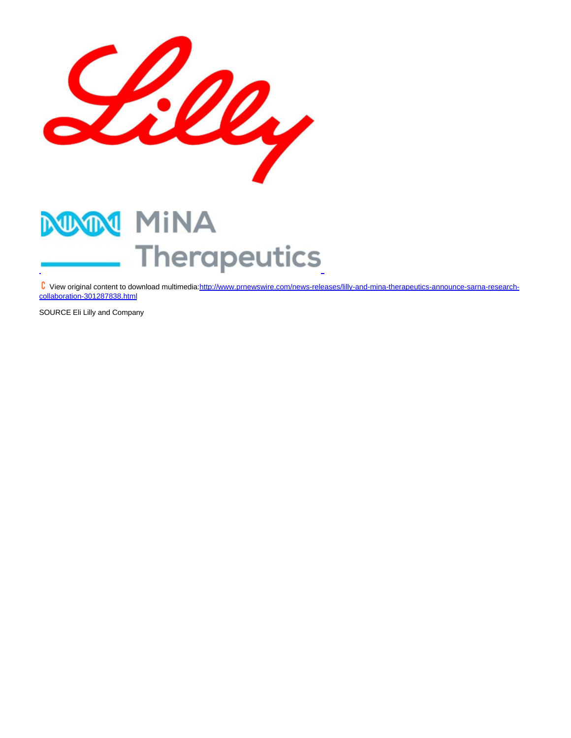View original content to download multimedia:http://www.prnewswire.com/news-releases/lilly-and-mina-therapeutics-announce-sarna-research-collaboration-301287838.html

SOURCE Eli Lilly and Company